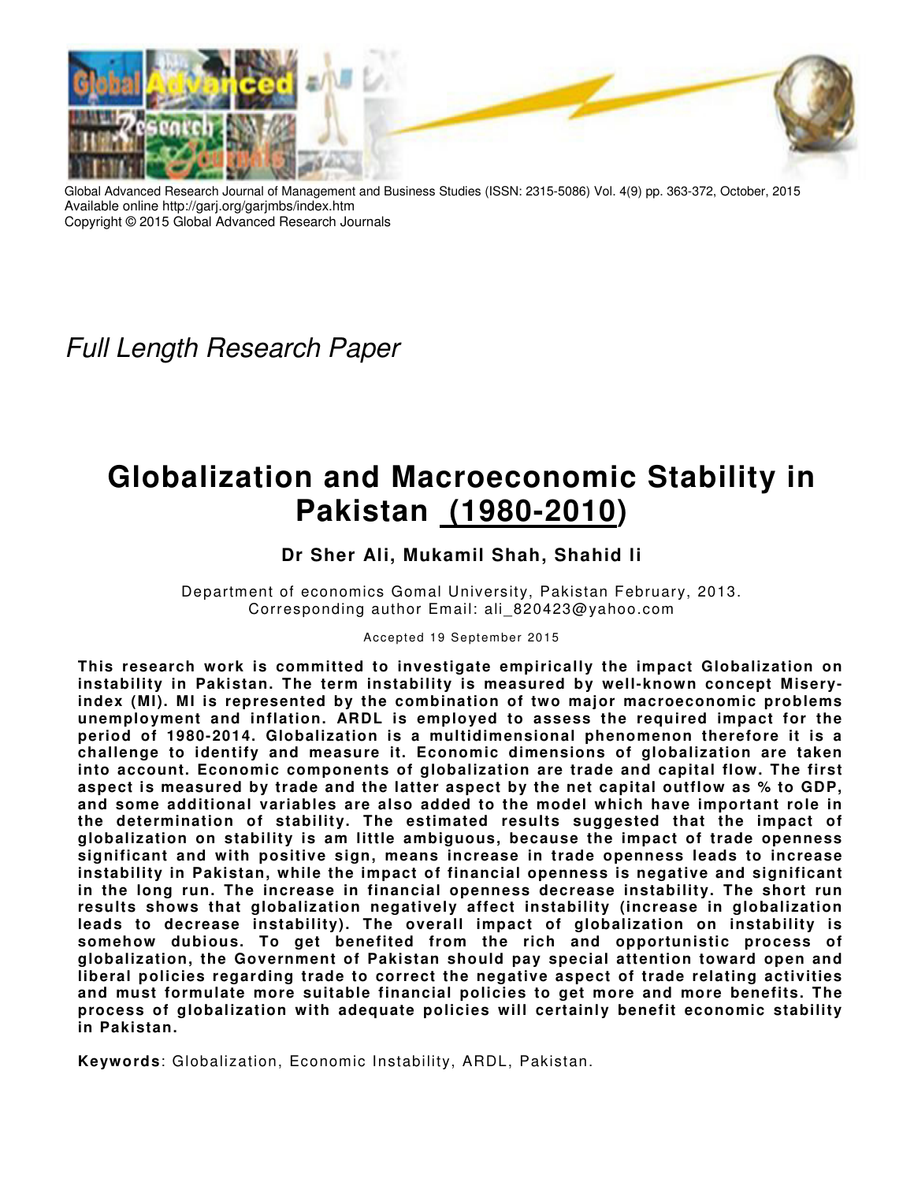Global Advanced Research Journal of Management and Business Studies (ISSN: 2315-5086) Vol. 4(9) pp. 363-372, October, 2015
Available online http://garj.org/garjmbs/index.htm
Copyright © 2015 Global Advanced Research Journals

*Full Length Research Paper*

# Globalization and Macroeconomic Stability in Pakistan (1980-2010)

**Dr Sher Ali, Mukamil Shah, Shahid li**

Department of economics Gomal University, Pakistan February, 2013.
Corresponding author Email: ali_820423@yahoo.com

Accepted 19 September 2015

**This research work is committed to investigate empirically the impact Globalization on instability in Pakistan. The term instability is measured by well-known concept Misery-index (MI). MI is represented by the combination of two major macroeconomic problems unemployment and inflation. ARDL is employed to assess the required impact for the period of 1980-2014. Globalization is a multidimensional phenomenon therefore it is a challenge to identify and measure it. Economic dimensions of globalization are taken into account. Economic components of globalization are trade and capital flow. The first aspect is measured by trade and the latter aspect by the net capital outflow as % to GDP, and some additional variables are also added to the model which have important role in the determination of stability. The estimated results suggested that the impact of globalization on stability is am little ambiguous, because the impact of trade openness significant and with positive sign, means increase in trade openness leads to increase instability in Pakistan, while the impact of financial openness is negative and significant in the long run. The increase in financial openness decrease instability. The short run results shows that globalization negatively affect instability (increase in globalization leads to decrease instability). The overall impact of globalization on instability is somehow dubious. To get benefited from the rich and opportunistic process of globalization, the Government of Pakistan should pay special attention toward open and liberal policies regarding trade to correct the negative aspect of trade relating activities and must formulate more suitable financial policies to get more and more benefits. The process of globalization with adequate policies will certainly benefit economic stability in Pakistan.**

**Keywords**: Globalization, Economic Instability, ARDL, Pakistan.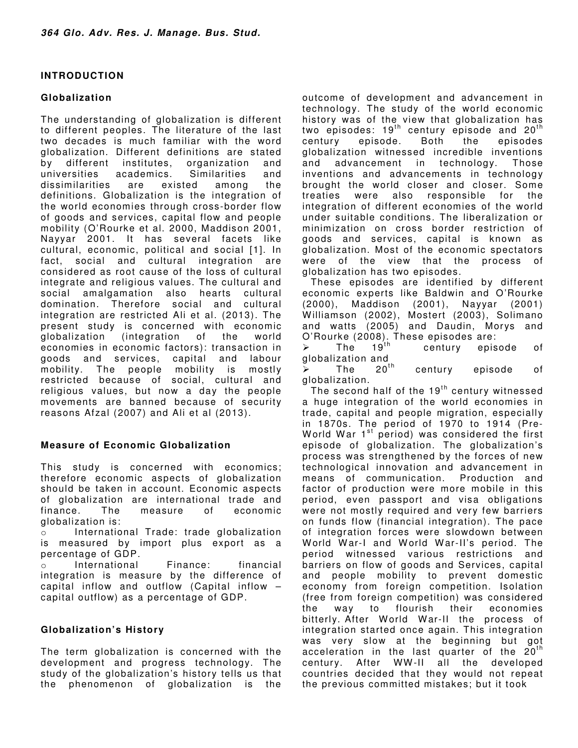## INTRODUCTION

### Globalization

The understanding of globalization is different to different peoples. The literature of the last two decades is much familiar with the word globalization. Different definitions are stated by different institutes, organization and universities academics. Similarities and dissimilarities are existed among the definitions. Globalization is the integration of the world economies through cross-border flow of goods and services, capital flow and people mobility (O'Rourke et al. 2000, Maddison 2001, Nayyar 2001. It has several facets like cultural, economic, political and social [1]. In fact, social and cultural integration are considered as root cause of the loss of cultural integrate and religious values. The cultural and social amalgamation also hearts cultural domination. Therefore social and cultural integration are restricted Ali et al. (2013). The present study is concerned with economic globalization (integration of the world economies in economic factors): transaction in goods and services, capital and labour mobility. The people mobility is mostly restricted because of social, cultural and religious values, but now a day the people movements are banned because of security reasons Afzal (2007) and Ali et al (2013).

### Measure of Economic Globalization

This study is concerned with economics; therefore economic aspects of globalization should be taken in account. Economic aspects of globalization are international trade and finance. The measure of economic globalization is:

- International Trade: trade globalization is measured by import plus export as a percentage of GDP.
- International Finance: financial integration is measure by the difference of capital inflow and outflow (Capital inflow – capital outflow) as a percentage of GDP.

### Globalization's History

The term globalization is concerned with the development and progress technology. The study of the globalization's history tells us that the phenomenon of globalization is the outcome of development and advancement in technology. The study of the world economic history was of the view that globalization has two episodes: 19th century episode and 20th century episode. Both the episodes globalization witnessed incredible inventions and advancement in technology. Those inventions and advancements in technology brought the world closer and closer. Some treaties were also responsible for the integration of different economies of the world under suitable conditions. The liberalization or minimization on cross border restriction of goods and services, capital is known as globalization. Most of the economic spectators were of the view that the process of globalization has two episodes.

These episodes are identified by different economic experts like Baldwin and O'Rourke (2000), Maddison (2001), Nayyar (2001) Williamson (2002), Mostert (2003), Solimano and watts (2005) and Daudin, Morys and O'Rourke (2008). These episodes are:

- The 19th century episode of globalization and
- The 20th century episode of globalization.

The second half of the 19th century witnessed a huge integration of the world economies in trade, capital and people migration, especially in 1870s. The period of 1970 to 1914 (Pre-World War 1st period) was considered the first episode of globalization. The globalization's process was strengthened by the forces of new technological innovation and advancement in means of communication. Production and factor of production were more mobile in this period, even passport and visa obligations were not mostly required and very few barriers on funds flow (financial integration). The pace of integration forces were slowdown between World War-I and World War-II's period. The period witnessed various restrictions and barriers on flow of goods and Services, capital and people mobility to prevent domestic economy from foreign competition. Isolation (free from foreign competition) was considered the way to flourish their economies bitterly. After World War-II the process of integration started once again. This integration was very slow at the beginning but got acceleration in the last quarter of the 20th century. After WW-II all the developed countries decided that they would not repeat the previous committed mistakes; but it took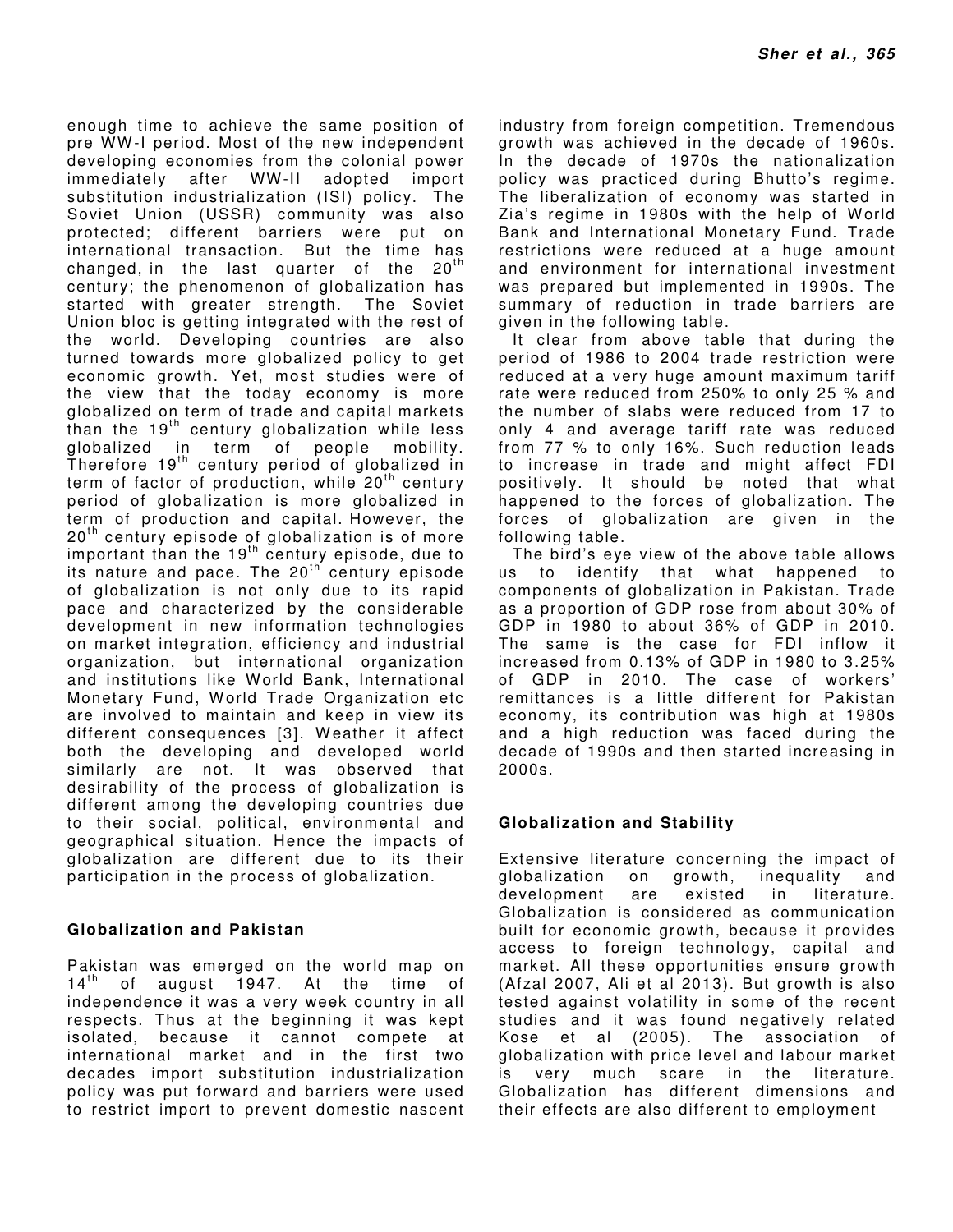enough time to achieve the same position of pre WW-I period. Most of the new independent developing economies from the colonial power immediately after WW-II adopted import substitution industrialization (ISI) policy. The Soviet Union (USSR) community was also protected; different barriers were put on international transaction. But the time has changed, in the last quarter of the 20th century; the phenomenon of globalization has started with greater strength. The Soviet Union bloc is getting integrated with the rest of the world. Developing countries are also turned towards more globalized policy to get economic growth. Yet, most studies were of the view that the today economy is more globalized on term of trade and capital markets than the 19th century globalization while less globalized in term of people mobility. Therefore 19th century period of globalized in term of factor of production, while 20th century period of globalization is more globalized in term of production and capital. However, the 20th century episode of globalization is of more important than the 19th century episode, due to its nature and pace. The 20th century episode of globalization is not only due to its rapid pace and characterized by the considerable development in new information technologies on market integration, efficiency and industrial organization, but international organization and institutions like World Bank, International Monetary Fund, World Trade Organization etc are involved to maintain and keep in view its different consequences [3]. Weather it affect both the developing and developed world similarly are not. It was observed that desirability of the process of globalization is different among the developing countries due to their social, political, environmental and geographical situation. Hence the impacts of globalization are different due to its their participation in the process of globalization.

## Globalization and Pakistan

Pakistan was emerged on the world map on 14th of august 1947. At the time of independence it was a very week country in all respects. Thus at the beginning it was kept isolated, because it cannot compete at international market and in the first two decades import substitution industrialization policy was put forward and barriers were used to restrict import to prevent domestic nascent industry from foreign competition. Tremendous growth was achieved in the decade of 1960s. In the decade of 1970s the nationalization policy was practiced during Bhutto's regime. The liberalization of economy was started in Zia's regime in 1980s with the help of World Bank and International Monetary Fund. Trade restrictions were reduced at a huge amount and environment for international investment was prepared but implemented in 1990s. The summary of reduction in trade barriers are given in the following table.

It clear from above table that during the period of 1986 to 2004 trade restriction were reduced at a very huge amount maximum tariff rate were reduced from 250% to only 25 % and the number of slabs were reduced from 17 to only 4 and average tariff rate was reduced from 77 % to only 16%. Such reduction leads to increase in trade and might affect FDI positively. It should be noted that what happened to the forces of globalization. The forces of globalization are given in the following table.

The bird's eye view of the above table allows us to identify that what happened to components of globalization in Pakistan. Trade as a proportion of GDP rose from about 30% of GDP in 1980 to about 36% of GDP in 2010. The same is the case for FDI inflow it increased from 0.13% of GDP in 1980 to 3.25% of GDP in 2010. The case of workers' remittances is a little different for Pakistan economy, its contribution was high at 1980s and a high reduction was faced during the decade of 1990s and then started increasing in 2000s.

## Globalization and Stability

Extensive literature concerning the impact of globalization on growth, inequality and development are existed in literature. Globalization is considered as communication built for economic growth, because it provides access to foreign technology, capital and market. All these opportunities ensure growth (Afzal 2007, Ali et al 2013). But growth is also tested against volatility in some of the recent studies and it was found negatively related Kose et al (2005). The association of globalization with price level and labour market is very much scare in the literature. Globalization has different dimensions and their effects are also different to employment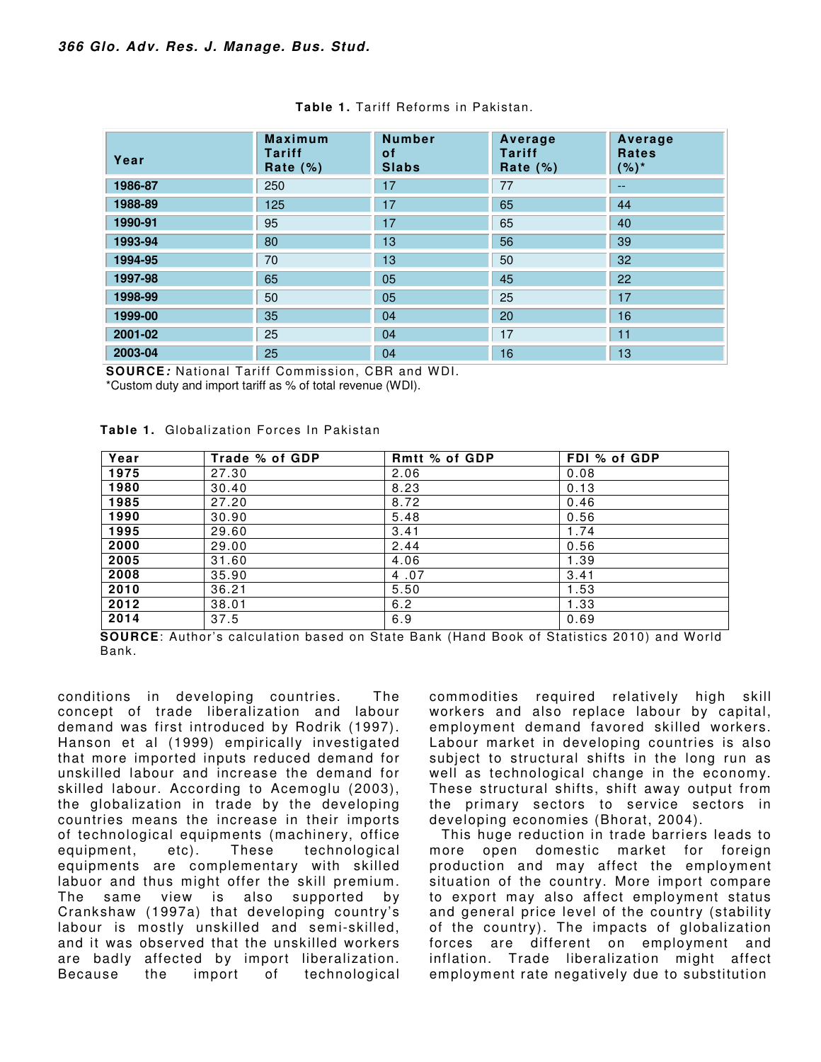**Table 1.** Tariff Reforms in Pakistan.

| Year | Maximum Tariff Rate (%) | Number of Slabs | Average Tariff Rate (%) | Average Rates (%)* |
|---|---|---|---|---|
| 1986-87 | 250 | 17 | 77 | -- |
| 1988-89 | 125 | 17 | 65 | 44 |
| 1990-91 | 95 | 17 | 65 | 40 |
| 1993-94 | 80 | 13 | 56 | 39 |
| 1994-95 | 70 | 13 | 50 | 32 |
| 1997-98 | 65 | 05 | 45 | 22 |
| 1998-99 | 50 | 05 | 25 | 17 |
| 1999-00 | 35 | 04 | 20 | 16 |
| 2001-02 | 25 | 04 | 17 | 11 |
| 2003-04 | 25 | 04 | 16 | 13 |

**SOURCE***:* National Tariff Commission, CBR and WDI.
*Custom duty and import tariff as % of total revenue (WDI).

**Table 1.** Globalization Forces In Pakistan

| Year | Trade % of GDP | Rmtt % of GDP | FDI % of GDP |
|---|---|---|---|
| 1975 | 27.30 | 2.06 | 0.08 |
| 1980 | 30.40 | 8.23 | 0.13 |
| 1985 | 27.20 | 8.72 | 0.46 |
| 1990 | 30.90 | 5.48 | 0.56 |
| 1995 | 29.60 | 3.41 | 1.74 |
| 2000 | 29.00 | 2.44 | 0.56 |
| 2005 | 31.60 | 4.06 | 1.39 |
| 2008 | 35.90 | 4 .07 | 3.41 |
| 2010 | 36.21 | 5.50 | 1.53 |
| 2012 | 38.01 | 6.2 | 1.33 |
| 2014 | 37.5 | 6.9 | 0.69 |

**SOURCE**: Author's calculation based on State Bank (Hand Book of Statistics 2010) and World Bank.

conditions in developing countries. The concept of trade liberalization and labour demand was first introduced by Rodrik (1997). Hanson et al (1999) empirically investigated that more imported inputs reduced demand for unskilled labour and increase the demand for skilled labour. According to Acemoglu (2003), the globalization in trade by the developing countries means the increase in their imports of technological equipments (machinery, office equipment, etc). These technological equipments are complementary with skilled labuor and thus might offer the skill premium. The same view is also supported by Crankshaw (1997a) that developing country's labour is mostly unskilled and semi-skilled, and it was observed that the unskilled workers are badly affected by import liberalization. Because the import of technological commodities required relatively high skill workers and also replace labour by capital, employment demand favored skilled workers. Labour market in developing countries is also subject to structural shifts in the long run as well as technological change in the economy. These structural shifts, shift away output from the primary sectors to service sectors in developing economies (Bhorat, 2004).

This huge reduction in trade barriers leads to more open domestic market for foreign production and may affect the employment situation of the country. More import compare to export may also affect employment status and general price level of the country (stability of the country). The impacts of globalization forces are different on employment and inflation. Trade liberalization might affect employment rate negatively due to substitution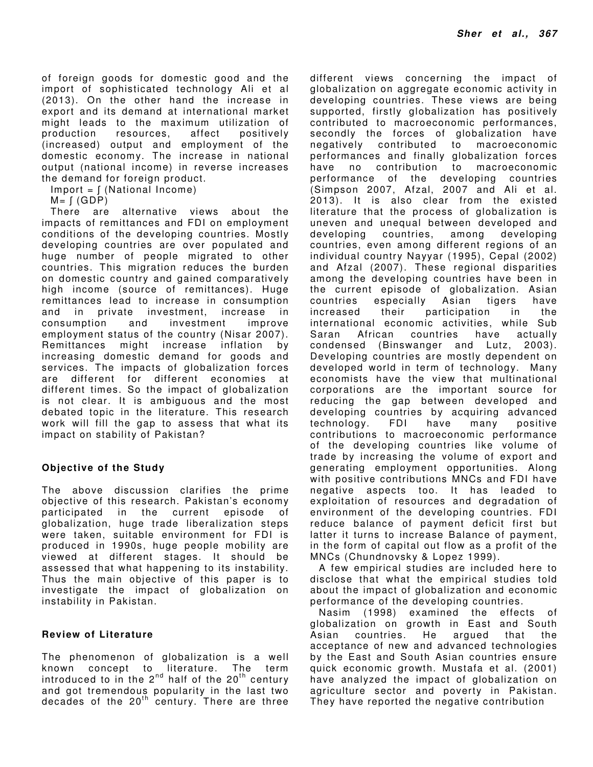of foreign goods for domestic good and the import of sophisticated technology Ali et al (2013). On the other hand the increase in export and its demand at international market might leads to the maximum utilization of production resources, affect positively (increased) output and employment of the domestic economy. The increase in national output (national income) in reverse increases the demand for foreign product.

Import = ∫ (National Income)

M= ∫ (GDP)

There are alternative views about the impacts of remittances and FDI on employment conditions of the developing countries. Mostly developing countries are over populated and huge number of people migrated to other countries. This migration reduces the burden on domestic country and gained comparatively high income (source of remittances). Huge remittances lead to increase in consumption and in private investment, increase in consumption and investment improve employment status of the country (Nisar 2007). Remittances might increase inflation by increasing domestic demand for goods and services. The impacts of globalization forces are different for different economies at different times. So the impact of globalization is not clear. It is ambiguous and the most debated topic in the literature. This research work will fill the gap to assess that what its impact on stability of Pakistan?

## Objective of the Study

The above discussion clarifies the prime objective of this research. Pakistan's economy participated in the current episode of globalization, huge trade liberalization steps were taken, suitable environment for FDI is produced in 1990s, huge people mobility are viewed at different stages. It should be assessed that what happening to its instability. Thus the main objective of this paper is to investigate the impact of globalization on instability in Pakistan.

## Review of Literature

The phenomenon of globalization is a well known concept to literature. The term introduced to in the 2nd half of the 20th century and got tremendous popularity in the last two decades of the 20th century. There are three different views concerning the impact of globalization on aggregate economic activity in developing countries. These views are being supported, firstly globalization has positively contributed to macroeconomic performances, secondly the forces of globalization have negatively contributed to macroeconomic performances and finally globalization forces have no contribution to macroeconomic performance of the developing countries (Simpson 2007, Afzal, 2007 and Ali et al. 2013). It is also clear from the existed literature that the process of globalization is uneven and unequal between developed and developing countries, among developing countries, even among different regions of an individual country Nayyar (1995), Cepal (2002) and Afzal (2007). These regional disparities among the developing countries have been in the current episode of globalization. Asian countries especially Asian tigers have increased their participation in the international economic activities, while Sub Saran African countries have actually condensed (Binswanger and Lutz, 2003). Developing countries are mostly dependent on developed world in term of technology. Many economists have the view that multinational corporations are the important source for reducing the gap between developed and developing countries by acquiring advanced technology. FDI have many positive contributions to macroeconomic performance of the developing countries like volume of trade by increasing the volume of export and generating employment opportunities. Along with positive contributions MNCs and FDI have negative aspects too. It has leaded to exploitation of resources and degradation of environment of the developing countries. FDI reduce balance of payment deficit first but latter it turns to increase Balance of payment, in the form of capital out flow as a profit of the MNCs (Chundnovsky & Lopez 1999).

A few empirical studies are included here to disclose that what the empirical studies told about the impact of globalization and economic performance of the developing countries.

Nasim (1998) examined the effects of globalization on growth in East and South Asian countries. He argued that the acceptance of new and advanced technologies by the East and South Asian countries ensure quick economic growth. Mustafa et al. (2001) have analyzed the impact of globalization on agriculture sector and poverty in Pakistan. They have reported the negative contribution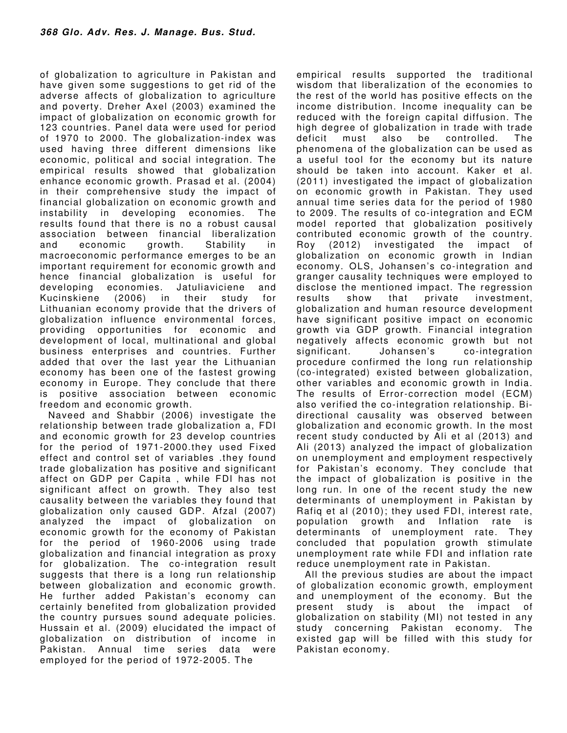of globalization to agriculture in Pakistan and have given some suggestions to get rid of the adverse affects of globalization to agriculture and poverty. Dreher Axel (2003) examined the impact of globalization on economic growth for 123 countries. Panel data were used for period of 1970 to 2000. The globalization-index was used having three different dimensions like economic, political and social integration. The empirical results showed that globalization enhance economic growth. Prasad et al. (2004) in their comprehensive study the impact of financial globalization on economic growth and instability in developing economies. The results found that there is no a robust causal association between financial liberalization and economic growth. Stability in macroeconomic performance emerges to be an important requirement for economic growth and hence financial globalization is useful for developing economies. Jatuliaviciene and Kucinskiene (2006) in their study for Lithuanian economy provide that the drivers of globalization influence environmental forces, providing opportunities for economic and development of local, multinational and global business enterprises and countries. Further added that over the last year the Lithuanian economy has been one of the fastest growing economy in Europe. They conclude that there is positive association between economic freedom and economic growth.

Naveed and Shabbir (2006) investigate the relationship between trade globalization a, FDI and economic growth for 23 develop countries for the period of 1971-2000.they used Fixed effect and control set of variables .they found trade globalization has positive and significant affect on GDP per Capita , while FDI has not significant affect on growth. They also test causality between the variables they found that globalization only caused GDP. Afzal (2007) analyzed the impact of globalization on economic growth for the economy of Pakistan for the period of 1960-2006 using trade globalization and financial integration as proxy for globalization. The co-integration result suggests that there is a long run relationship between globalization and economic growth. He further added Pakistan's economy can certainly benefited from globalization provided the country pursues sound adequate policies. Hussain et al. (2009) elucidated the impact of globalization on distribution of income in Pakistan. Annual time series data were employed for the period of 1972-2005. The empirical results supported the traditional wisdom that liberalization of the economies to the rest of the world has positive effects on the income distribution. Income inequality can be reduced with the foreign capital diffusion. The high degree of globalization in trade with trade deficit must also be controlled. The phenomena of the globalization can be used as a useful tool for the economy but its nature should be taken into account. Kaker et al. (2011) investigated the impact of globalization on economic growth in Pakistan. They used annual time series data for the period of 1980 to 2009. The results of co-integration and ECM model reported that globalization positively contributed economic growth of the country. Roy (2012) investigated the impact of globalization on economic growth in Indian economy. OLS, Johansen's co-integration and granger causality techniques were employed to disclose the mentioned impact. The regression results show that private investment, globalization and human resource development have significant positive impact on economic growth via GDP growth. Financial integration negatively affects economic growth but not significant. Johansen's co-integration procedure confirmed the long run relationship (co-integrated) existed between globalization, other variables and economic growth in India. The results of Error-correction model (ECM) also verified the co-integration relationship. Bi-directional causality was observed between globalization and economic growth. In the most recent study conducted by Ali et al (2013) and Ali (2013) analyzed the impact of globalization on unemployment and employment respectively for Pakistan's economy. They conclude that the impact of globalization is positive in the long run. In one of the recent study the new determinants of unemployment in Pakistan by Rafiq et al (2010); they used FDI, interest rate, population growth and Inflation rate is determinants of unemployment rate. They concluded that population growth stimulate unemployment rate while FDI and inflation rate reduce unemployment rate in Pakistan.

All the previous studies are about the impact of globalization economic growth, employment and unemployment of the economy. But the present study is about the impact of globalization on stability (MI) not tested in any study concerning Pakistan economy. The existed gap will be filled with this study for Pakistan economy.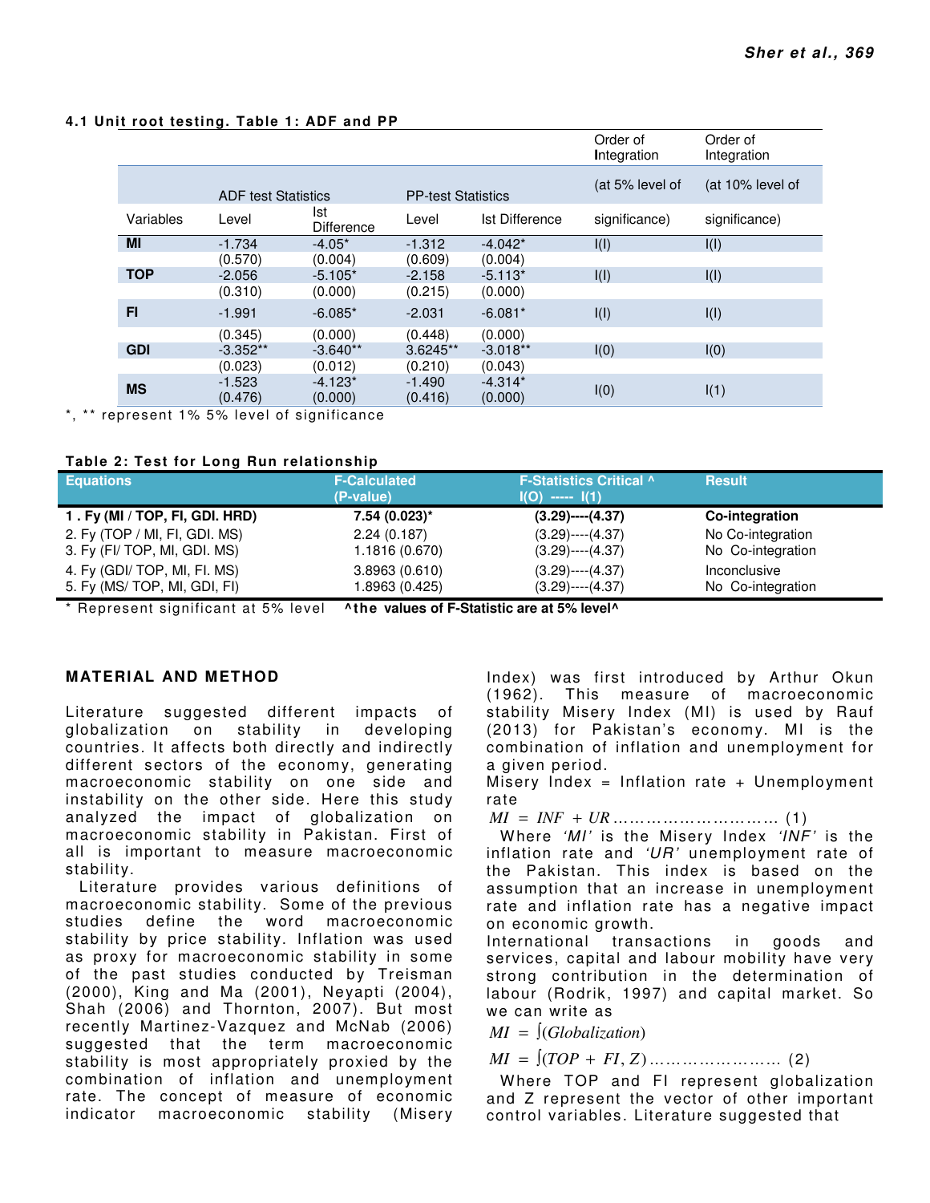### 4.1 Unit root testing. Table 1: ADF and PP

| Variables | ADF test Statistics | | PP-test Statistics | | Order of Integration (at 5% level of significance) | Order of Integration (at 10% level of significance) |
|---|---|---|---|---|---|---|
| | Level | Ist Difference | Level | Ist Difference | | |
| **MI** | -1.734 (0.570) | -4.05* (0.004) | -1.312 (0.609) | -4.042* (0.004) | I(I) | I(I) |
| **TOP** | -2.056 (0.310) | -5.105* (0.000) | -2.158 (0.215) | -5.113* (0.000) | I(I) | I(I) |
| **FI** | -1.991 (0.345) | -6.085* (0.000) | -2.031 (0.448) | -6.081* (0.000) | I(I) | I(I) |
| **GDI** | -3.352** (0.023) | -3.640** (0.012) | 3.6245** (0.210) | -3.018** (0.043) | I(0) | I(0) |
| **MS** | -1.523 (0.476) | -4.123* (0.000) | -1.490 (0.416) | -4.314* (0.000) | I(0) | I(1) |

*, ** represent 1% 5% level of significance

### Table 2: Test for Long Run relationship

| Equations | F-Calculated (P-value) | F-Statistics Critical ^ I(O) ----- I(1) | Result |
|---|---|---|---|
| **1 . Fy (MI / TOP, FI, GDI. HRD)** | **7.54 (0.023)*** | **(3.29)----(4.37)** | **Co-integration** |
| 2. Fy (TOP / MI, FI, GDI. MS) | 2.24 (0.187) | (3.29)----(4.37) | No Co-integration |
| 3. Fy (FI/ TOP, MI, GDI. MS) | 1.1816 (0.670) | (3.29)----(4.37) | No Co-integration |
| 4. Fy (GDI/ TOP, MI, FI. MS) | 3.8963 (0.610) | (3.29)----(4.37) | Inconclusive |
| 5. Fy (MS/ TOP, MI, GDI, FI) | 1.8963 (0.425) | (3.29)----(4.37) | No Co-integration |

\* Represent significant at 5% level **^the values of F-Statistic are at 5% level^**

## MATERIAL AND METHOD

Literature suggested different impacts of globalization on stability in developing countries. It affects both directly and indirectly different sectors of the economy, generating macroeconomic stability on one side and instability on the other side. Here this study analyzed the impact of globalization on macroeconomic stability in Pakistan. First of all is important to measure macroeconomic stability.

Literature provides various definitions of macroeconomic stability. Some of the previous studies define the word macroeconomic stability by price stability. Inflation was used as proxy for macroeconomic stability in some of the past studies conducted by Treisman (2000), King and Ma (2001), Neyapti (2004), Shah (2006) and Thornton, 2007). But most recently Martinez-Vazquez and McNab (2006) suggested that the term macroeconomic stability is most appropriately proxied by the combination of inflation and unemployment rate. The concept of measure of economic indicator macroeconomic stability (Misery Index) was first introduced by Arthur Okun (1962). This measure of macroeconomic stability Misery Index (MI) is used by Rauf (2013) for Pakistan's economy. MI is the combination of inflation and unemployment for a given period.

Misery Index = Inflation rate + Unemployment rate

$$MI = INF + UR \quad \ldots\ldots\ldots\ldots\ldots\ldots\ldots\ldots\ldots (1)$$

Where *'MI'* is the Misery Index *'INF'* is the inflation rate and *'UR'* unemployment rate of the Pakistan. This index is based on the assumption that an increase in unemployment rate and inflation rate has a negative impact on economic growth.

International transactions in goods and services, capital and labour mobility have very strong contribution in the determination of labour (Rodrik, 1997) and capital market. So we can write as

$$MI = \int(Globalization)$$

$$MI = \int(TOP + FI, Z) \quad \ldots\ldots\ldots\ldots\ldots\ldots\ldots (2)$$

Where TOP and FI represent globalization and Z represent the vector of other important control variables. Literature suggested that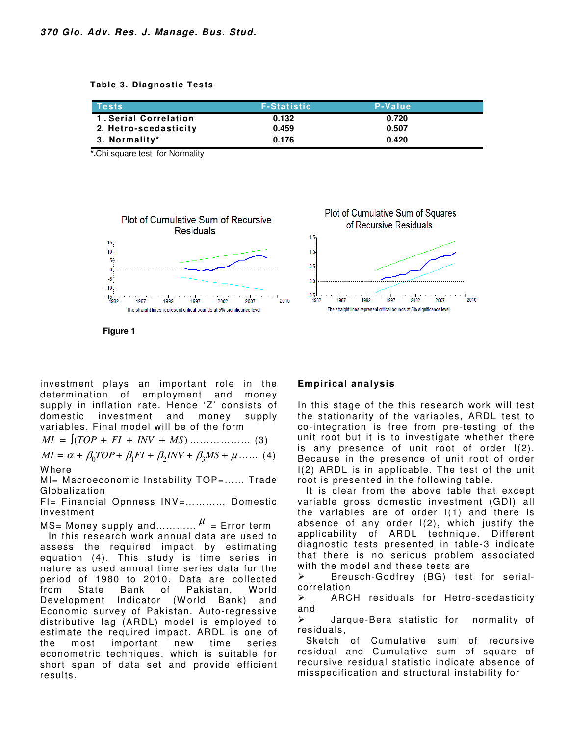**Table 3. Diagnostic Tests**

| Tests | F-Statistic | P-Value |
|---|---|---|
| 1. Serial Correlation | 0.132 | 0.720 |
| 2. Hetro-scedasticity | 0.459 | 0.507 |
| 3. Normality* | 0.176 | 0.420 |

*.Chi square test for Normality

Plot of Cumulative Sum of Recursive Residuals

Plot of Cumulative Sum of Squares of Recursive Residuals

The straight lines represent critical bounds at 5% significance level

**Figure 1**

investment plays an important role in the determination of employment and money supply in inflation rate. Hence 'Z' consists of domestic investment and money supply variables. Final model will be of the form

$$MI = \int(TOP + FI + INV + MS) \ldots\ldots\ldots\ldots\ldots\ldots (3)$$

$$MI = \alpha + \beta_0 TOP + \beta_1 FI + \beta_2 INV + \beta_3 MS + \mu \ldots\ldots (4)$$

Where

MI= Macroeconomic Instability TOP=…… Trade Globalization

FI= Financial Opnness INV=………… Domestic Investment

MS= Money supply and………… $\mu$ = Error term

In this research work annual data are used to assess the required impact by estimating equation (4). This study is time series in nature as used annual time series data for the period of 1980 to 2010. Data are collected from State Bank of Pakistan, World Development Indicator (World Bank) and Economic survey of Pakistan. Auto-regressive distributive lag (ARDL) model is employed to estimate the required impact. ARDL is one of the most important new time series econometric techniques, which is suitable for short span of data set and provide efficient results.

## Empirical analysis

In this stage of the this research work will test the stationarity of the variables, ARDL test to co-integration is free from pre-testing of the unit root but it is to investigate whether there is any presence of unit root of order I(2). Because in the presence of unit root of order I(2) ARDL is in applicable. The test of the unit root is presented in the following table.

It is clear from the above table that except variable gross domestic investment (GDI) all the variables are of order I(1) and there is absence of any order I(2), which justify the applicability of ARDL technique. Different diagnostic tests presented in table-3 indicate that there is no serious problem associated with the model and these tests are

- Breusch-Godfrey (BG) test for serial-correlation
- ARCH residuals for Hetro-scedasticity and
- Jarque-Bera statistic for normality of residuals,

Sketch of Cumulative sum of recursive residual and Cumulative sum of square of recursive residual statistic indicate absence of misspecification and structural instability for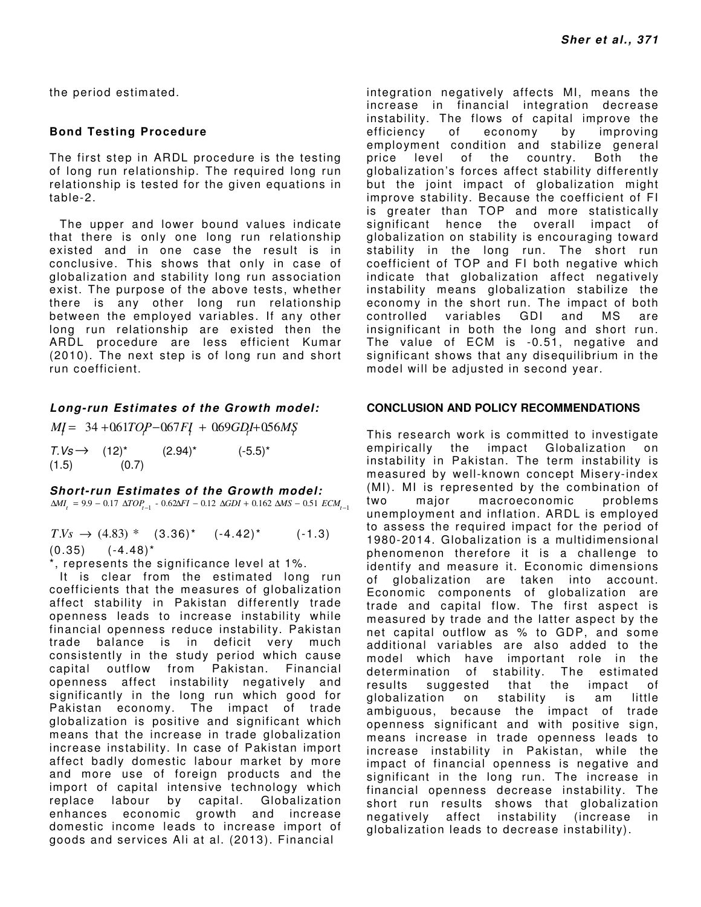the period estimated.

### Bond Testing Procedure

The first step in ARDL procedure is the testing of long run relationship. The required long run relationship is tested for the given equations in table-2.

The upper and lower bound values indicate that there is only one long run relationship existed and in one case the result is in conclusive. This shows that only in case of globalization and stability long run association exist. The purpose of the above tests, whether there is any other long run relationship between the employed variables. If any other long run relationship are existed then the ARDL procedure are less efficient Kumar (2010). The next step is of long run and short run coefficient.

### *Long-run Estimates of the Growth model:*

$$MI_t = 34 + 0.61TOP_t - 0.67FI_t + 0.69GDI_t + 0.56MS_t$$

$T.Vs \rightarrow$ (12)* (2.94)* (-5.5)* (1.5) (0.7)

### *Short-run Estimates of the Growth model:*

$$\Delta MI_t = 9.9 - 0.17\ \Delta TOP_{t-1} - 0.62\Delta FI - 0.12\ \Delta GDI + 0.162\ \Delta MS - 0.51\ ECM_{t-1}$$

$T.Vs \rightarrow$ (4.83)* (3.36)* (-4.42)* (-1.3) (0.35) (-4.48)*

*, represents the significance level at 1%.

It is clear from the estimated long run coefficients that the measures of globalization affect stability in Pakistan differently trade openness leads to increase instability while financial openness reduce instability. Pakistan trade balance is in deficit very much consistently in the study period which cause capital outflow from Pakistan. Financial openness affect instability negatively and significantly in the long run which good for Pakistan economy. The impact of trade globalization is positive and significant which means that the increase in trade globalization increase instability. In case of Pakistan import affect badly domestic labour market by more and more use of foreign products and the import of capital intensive technology which replace labour by capital. Globalization enhances economic growth and increase domestic income leads to increase import of goods and services Ali at al. (2013). Financial integration negatively affects MI, means the increase in financial integration decrease instability. The flows of capital improve the efficiency of economy by improving employment condition and stabilize general price level of the country. Both the globalization's forces affect stability differently but the joint impact of globalization might improve stability. Because the coefficient of FI is greater than TOP and more statistically significant hence the overall impact of globalization on stability is encouraging toward stability in the long run. The short run coefficient of TOP and FI both negative which indicate that globalization affect negatively instability means globalization stabilize the economy in the short run. The impact of both controlled variables GDI and MS are insignificant in both the long and short run. The value of ECM is -0.51, negative and significant shows that any disequilibrium in the model will be adjusted in second year.

## CONCLUSION AND POLICY RECOMMENDATIONS

This research work is committed to investigate empirically the impact Globalization on instability in Pakistan. The term instability is measured by well-known concept Misery-index (MI). MI is represented by the combination of two major macroeconomic problems unemployment and inflation. ARDL is employed to assess the required impact for the period of 1980-2014. Globalization is a multidimensional phenomenon therefore it is a challenge to identify and measure it. Economic dimensions of globalization are taken into account. Economic components of globalization are trade and capital flow. The first aspect is measured by trade and the latter aspect by the net capital outflow as % to GDP, and some additional variables are also added to the model which have important role in the determination of stability. The estimated results suggested that the impact of globalization on stability is am little ambiguous, because the impact of trade openness significant and with positive sign, means increase in trade openness leads to increase instability in Pakistan, while the impact of financial openness is negative and significant in the long run. The increase in financial openness decrease instability. The short run results shows that globalization negatively affect instability (increase in globalization leads to decrease instability).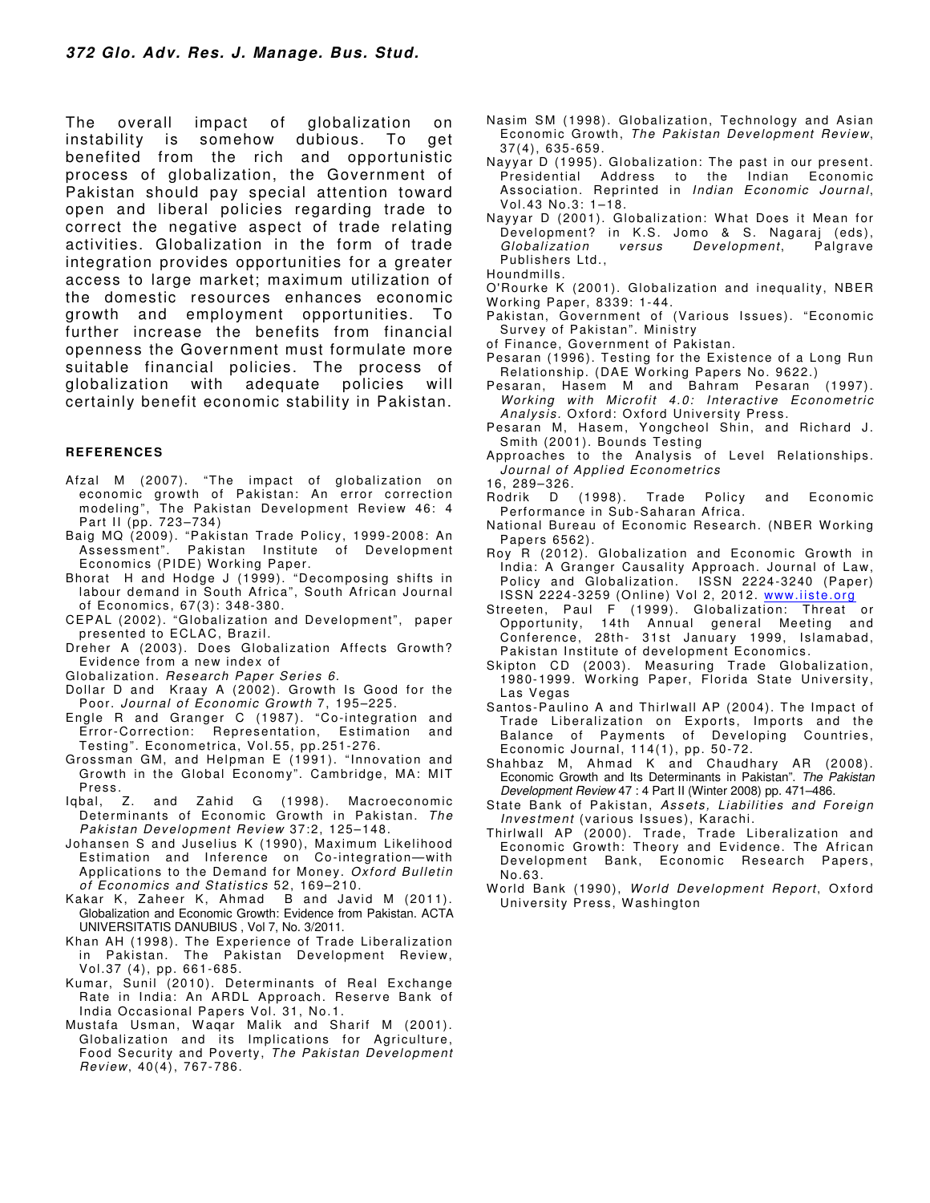The overall impact of globalization on instability is somehow dubious. To get benefited from the rich and opportunistic process of globalization, the Government of Pakistan should pay special attention toward open and liberal policies regarding trade to correct the negative aspect of trade relating activities. Globalization in the form of trade integration provides opportunities for a greater access to large market; maximum utilization of the domestic resources enhances economic growth and employment opportunities. To further increase the benefits from financial openness the Government must formulate more suitable financial policies. The process of globalization with adequate policies will certainly benefit economic stability in Pakistan.

## REFERENCES

Afzal M (2007). "The impact of globalization on economic growth of Pakistan: An error correction modeling", The Pakistan Development Review 46: 4 Part II (pp. 723–734)

Baig MQ (2009). "Pakistan Trade Policy, 1999-2008: An Assessment". Pakistan Institute of Development Economics (PIDE) Working Paper.

Bhorat H and Hodge J (1999). "Decomposing shifts in labour demand in South Africa", South African Journal of Economics, 67(3): 348-380.

CEPAL (2002). "Globalization and Development", paper presented to ECLAC, Brazil.

Dreher A (2003). Does Globalization Affects Growth? Evidence from a new index of Globalization. *Research Paper Series 6.*

Dollar D and Kraay A (2002). Growth Is Good for the Poor. *Journal of Economic Growth* 7, 195–225.

Engle R and Granger C (1987). "Co-integration and Error-Correction: Representation, Estimation and Testing". Econometrica, Vol.55, pp.251-276.

Grossman GM, and Helpman E (1991). "Innovation and Growth in the Global Economy". Cambridge, MA: MIT Press.

Iqbal, Z. and Zahid G (1998). Macroeconomic Determinants of Economic Growth in Pakistan. *The Pakistan Development Review* 37:2, 125–148.

Johansen S and Juselius K (1990), Maximum Likelihood Estimation and Inference on Co-integration—with Applications to the Demand for Money. *Oxford Bulletin of Economics and Statistics* 52, 169–210.

Kakar K, Zaheer K, Ahmad B and Javid M (2011). Globalization and Economic Growth: Evidence from Pakistan. ACTA UNIVERSITATIS DANUBIUS , Vol 7, No. 3/2011.

Khan AH (1998). The Experience of Trade Liberalization in Pakistan. The Pakistan Development Review, Vol.37 (4), pp. 661-685.

Kumar, Sunil (2010). Determinants of Real Exchange Rate in India: An ARDL Approach. Reserve Bank of India Occasional Papers Vol. 31, No.1.

Mustafa Usman, Waqar Malik and Sharif M (2001). Globalization and its Implications for Agriculture, Food Security and Poverty, *The Pakistan Development Review*, 40(4), 767-786.

Nasim SM (1998). Globalization, Technology and Asian Economic Growth, *The Pakistan Development Review*, 37(4), 635-659.

Nayyar D (1995). Globalization: The past in our present. Presidential Address to the Indian Economic Association. Reprinted in *Indian Economic Journal*, Vol.43 No.3: 1–18.

Nayyar D (2001). Globalization: What Does it Mean for Development? in K.S. Jomo & S. Nagaraj (eds), *Globalization versus Development*, Palgrave Publishers Ltd., Houndmills.

O'Rourke K (2001). Globalization and inequality, NBER Working Paper, 8339: 1-44.

Pakistan, Government of (Various Issues). "Economic Survey of Pakistan". Ministry of Finance, Government of Pakistan.

Pesaran (1996). Testing for the Existence of a Long Run Relationship. (DAE Working Papers No. 9622.)

Pesaran, Hasem M and Bahram Pesaran (1997). *Working with Microfit 4.0: Interactive Econometric Analysis.* Oxford: Oxford University Press.

Pesaran M, Hasem, Yongcheol Shin, and Richard J. Smith (2001). Bounds Testing Approaches to the Analysis of Level Relationships. *Journal of Applied Econometrics* 16, 289–326.

Rodrik D (1998). Trade Policy and Economic Performance in Sub-Saharan Africa. National Bureau of Economic Research. (NBER Working Papers 6562).

Roy R (2012). Globalization and Economic Growth in India: A Granger Causality Approach. Journal of Law, Policy and Globalization. ISSN 2224-3240 (Paper) ISSN 2224-3259 (Online) Vol 2, 2012. www.iiste.org

Streeten, Paul F (1999). Globalization: Threat or Opportunity, 14th Annual general Meeting and Conference, 28th- 31st January 1999, Islamabad, Pakistan Institute of development Economics.

Skipton CD (2003). Measuring Trade Globalization, 1980-1999. Working Paper, Florida State University, Las Vegas

Santos-Paulino A and Thirlwall AP (2004). The Impact of Trade Liberalization on Exports, Imports and the Balance of Payments of Developing Countries, Economic Journal, 114(1), pp. 50-72.

Shahbaz M, Ahmad K and Chaudhary AR (2008). Economic Growth and Its Determinants in Pakistan". *The Pakistan Development Review* 47 : 4 Part II (Winter 2008) pp. 471–486.

State Bank of Pakistan, *Assets, Liabilities and Foreign Investment* (various Issues), Karachi.

Thirlwall AP (2000). Trade, Trade Liberalization and Economic Growth: Theory and Evidence. The African Development Bank, Economic Research Papers, No.63.

World Bank (1990), *World Development Report*, Oxford University Press, Washington